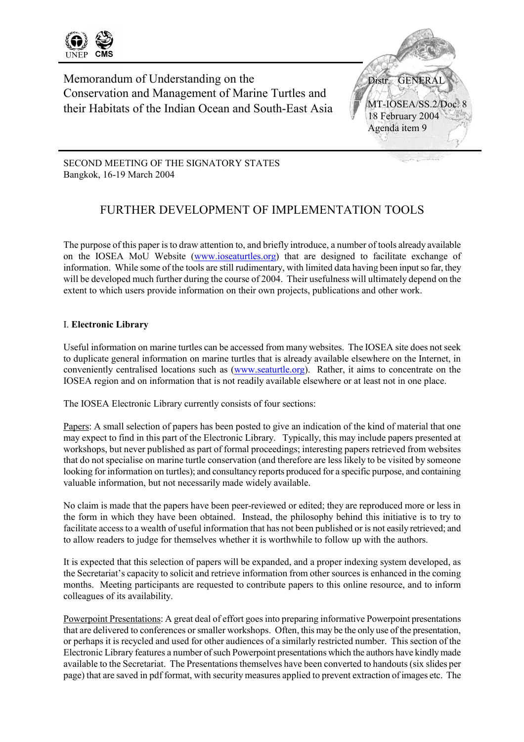UNEP CMS

Memorandum of Understanding on the Conservation and Management of Marine Turtles and their Habitats of the Indian Ocean and South-East Asia

Distr. GENERAL

MT-IOSEA/SS.2/Doc. 8
18 February 2004
Agenda item 9

SECOND MEETING OF THE SIGNATORY STATES
Bangkok, 16-19 March 2004

# FURTHER DEVELOPMENT OF IMPLEMENTATION TOOLS

The purpose of this paper is to draw attention to, and briefly introduce, a number of tools already available on the IOSEA MoU Website (www.ioseaturtles.org) that are designed to facilitate exchange of information. While some of the tools are still rudimentary, with limited data having been input so far, they will be developed much further during the course of 2004. Their usefulness will ultimately depend on the extent to which users provide information on their own projects, publications and other work.

## I. **Electronic Library**

Useful information on marine turtles can be accessed from many websites. The IOSEA site does not seek to duplicate general information on marine turtles that is already available elsewhere on the Internet, in conveniently centralised locations such as (www.seaturtle.org). Rather, it aims to concentrate on the IOSEA region and on information that is not readily available elsewhere or at least not in one place.

The IOSEA Electronic Library currently consists of four sections:

Papers: A small selection of papers has been posted to give an indication of the kind of material that one may expect to find in this part of the Electronic Library. Typically, this may include papers presented at workshops, but never published as part of formal proceedings; interesting papers retrieved from websites that do not specialise on marine turtle conservation (and therefore are less likely to be visited by someone looking for information on turtles); and consultancy reports produced for a specific purpose, and containing valuable information, but not necessarily made widely available.

No claim is made that the papers have been peer-reviewed or edited; they are reproduced more or less in the form in which they have been obtained. Instead, the philosophy behind this initiative is to try to facilitate access to a wealth of useful information that has not been published or is not easily retrieved; and to allow readers to judge for themselves whether it is worthwhile to follow up with the authors.

It is expected that this selection of papers will be expanded, and a proper indexing system developed, as the Secretariat's capacity to solicit and retrieve information from other sources is enhanced in the coming months. Meeting participants are requested to contribute papers to this online resource, and to inform colleagues of its availability.

Powerpoint Presentations: A great deal of effort goes into preparing informative Powerpoint presentations that are delivered to conferences or smaller workshops. Often, this may be the only use of the presentation, or perhaps it is recycled and used for other audiences of a similarly restricted number. This section of the Electronic Library features a number of such Powerpoint presentations which the authors have kindly made available to the Secretariat. The Presentations themselves have been converted to handouts (six slides per page) that are saved in pdf format, with security measures applied to prevent extraction of images etc. The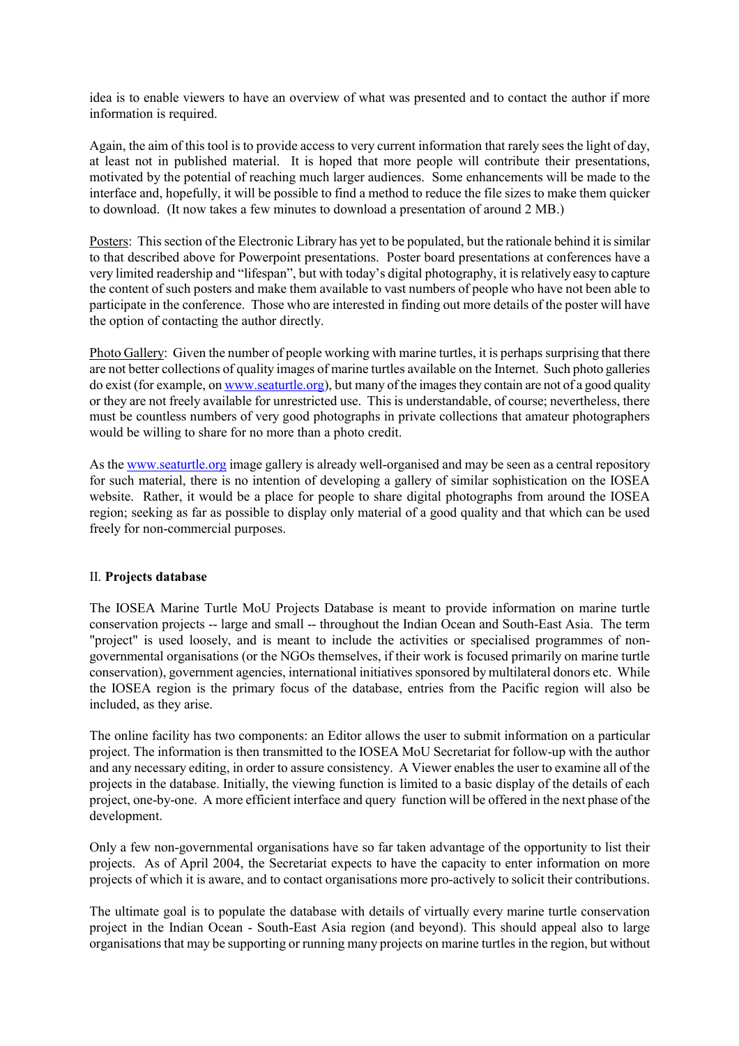idea is to enable viewers to have an overview of what was presented and to contact the author if more information is required.

Again, the aim of this tool is to provide access to very current information that rarely sees the light of day, at least not in published material. It is hoped that more people will contribute their presentations, motivated by the potential of reaching much larger audiences. Some enhancements will be made to the interface and, hopefully, it will be possible to find a method to reduce the file sizes to make them quicker to download. (It now takes a few minutes to download a presentation of around 2 MB.)

Posters: This section of the Electronic Library has yet to be populated, but the rationale behind it is similar to that described above for Powerpoint presentations. Poster board presentations at conferences have a very limited readership and "lifespan", but with today's digital photography, it is relatively easy to capture the content of such posters and make them available to vast numbers of people who have not been able to participate in the conference. Those who are interested in finding out more details of the poster will have the option of contacting the author directly.

Photo Gallery: Given the number of people working with marine turtles, it is perhaps surprising that there are not better collections of quality images of marine turtles available on the Internet. Such photo galleries do exist (for example, on www.seaturtle.org), but many of the images they contain are not of a good quality or they are not freely available for unrestricted use. This is understandable, of course; nevertheless, there must be countless numbers of very good photographs in private collections that amateur photographers would be willing to share for no more than a photo credit.

As the www.seaturtle.org image gallery is already well-organised and may be seen as a central repository for such material, there is no intention of developing a gallery of similar sophistication on the IOSEA website. Rather, it would be a place for people to share digital photographs from around the IOSEA region; seeking as far as possible to display only material of a good quality and that which can be used freely for non-commercial purposes.

## II. **Projects database**

The IOSEA Marine Turtle MoU Projects Database is meant to provide information on marine turtle conservation projects -- large and small -- throughout the Indian Ocean and South-East Asia. The term "project" is used loosely, and is meant to include the activities or specialised programmes of non-governmental organisations (or the NGOs themselves, if their work is focused primarily on marine turtle conservation), government agencies, international initiatives sponsored by multilateral donors etc. While the IOSEA region is the primary focus of the database, entries from the Pacific region will also be included, as they arise.

The online facility has two components: an Editor allows the user to submit information on a particular project. The information is then transmitted to the IOSEA MoU Secretariat for follow-up with the author and any necessary editing, in order to assure consistency. A Viewer enables the user to examine all of the projects in the database. Initially, the viewing function is limited to a basic display of the details of each project, one-by-one. A more efficient interface and query function will be offered in the next phase of the development.

Only a few non-governmental organisations have so far taken advantage of the opportunity to list their projects. As of April 2004, the Secretariat expects to have the capacity to enter information on more projects of which it is aware, and to contact organisations more pro-actively to solicit their contributions.

The ultimate goal is to populate the database with details of virtually every marine turtle conservation project in the Indian Ocean - South-East Asia region (and beyond). This should appeal also to large organisations that may be supporting or running many projects on marine turtles in the region, but without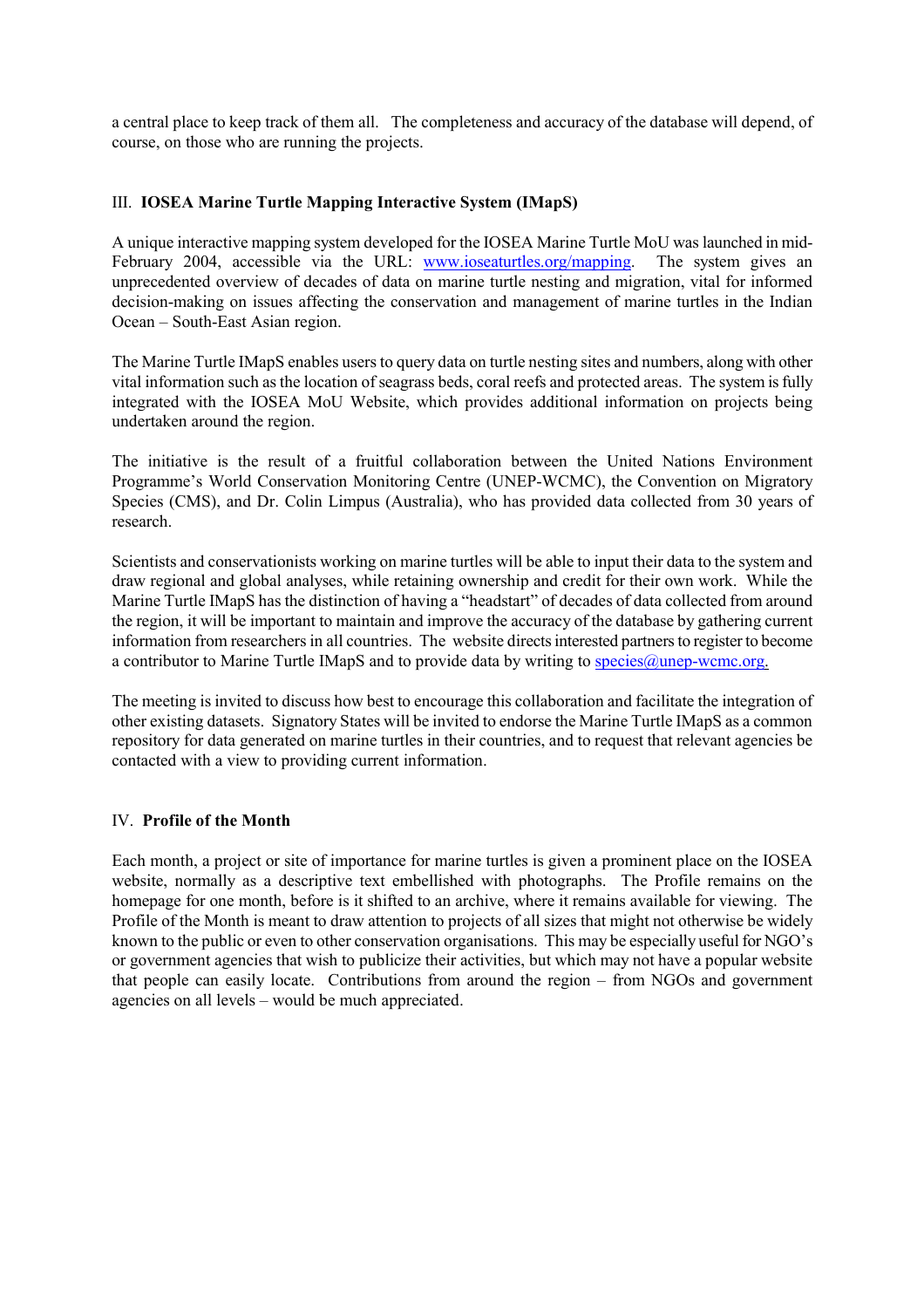a central place to keep track of them all. The completeness and accuracy of the database will depend, of course, on those who are running the projects.

## III. **IOSEA Marine Turtle Mapping Interactive System (IMapS)**

A unique interactive mapping system developed for the IOSEA Marine Turtle MoU was launched in mid-February 2004, accessible via the URL: [www.ioseaturtles.org/mapping](www.ioseaturtles.org/mapping). The system gives an unprecedented overview of decades of data on marine turtle nesting and migration, vital for informed decision-making on issues affecting the conservation and management of marine turtles in the Indian Ocean – South-East Asian region.

The Marine Turtle IMapS enables users to query data on turtle nesting sites and numbers, along with other vital information such as the location of seagrass beds, coral reefs and protected areas. The system is fully integrated with the IOSEA MoU Website, which provides additional information on projects being undertaken around the region.

The initiative is the result of a fruitful collaboration between the United Nations Environment Programme's World Conservation Monitoring Centre (UNEP-WCMC), the Convention on Migratory Species (CMS), and Dr. Colin Limpus (Australia), who has provided data collected from 30 years of research.

Scientists and conservationists working on marine turtles will be able to input their data to the system and draw regional and global analyses, while retaining ownership and credit for their own work. While the Marine Turtle IMapS has the distinction of having a "headstart" of decades of data collected from around the region, it will be important to maintain and improve the accuracy of the database by gathering current information from researchers in all countries. The website directs interested partners to register to become a contributor to Marine Turtle IMapS and to provide data by writing to [species@unep-wcmc.org.](mailto:species@unep-wcmc.org)

The meeting is invited to discuss how best to encourage this collaboration and facilitate the integration of other existing datasets. Signatory States will be invited to endorse the Marine Turtle IMapS as a common repository for data generated on marine turtles in their countries, and to request that relevant agencies be contacted with a view to providing current information.

## IV. **Profile of the Month**

Each month, a project or site of importance for marine turtles is given a prominent place on the IOSEA website, normally as a descriptive text embellished with photographs. The Profile remains on the homepage for one month, before is it shifted to an archive, where it remains available for viewing. The Profile of the Month is meant to draw attention to projects of all sizes that might not otherwise be widely known to the public or even to other conservation organisations. This may be especially useful for NGO's or government agencies that wish to publicize their activities, but which may not have a popular website that people can easily locate. Contributions from around the region – from NGOs and government agencies on all levels – would be much appreciated.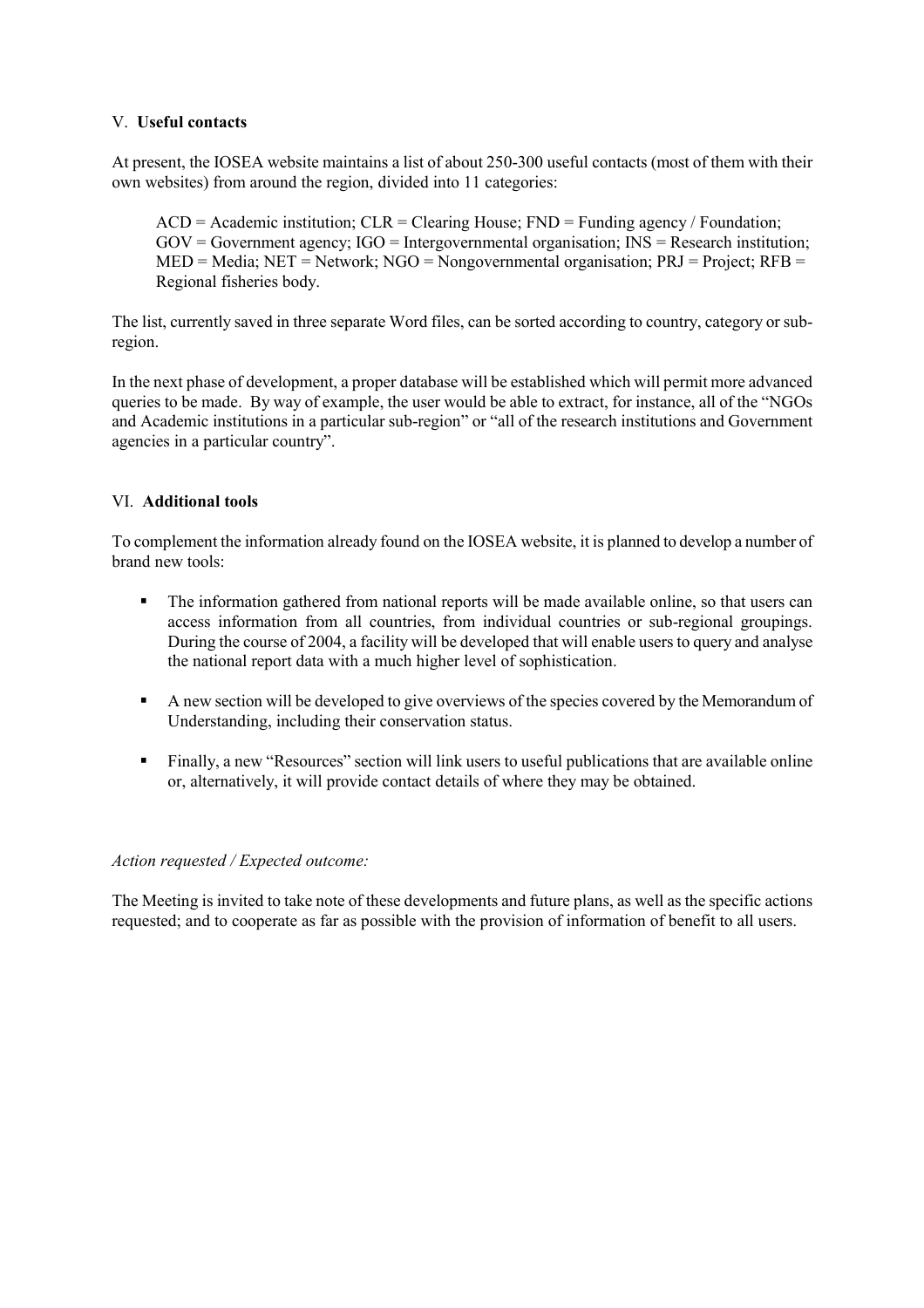## V. Useful contacts

At present, the IOSEA website maintains a list of about 250-300 useful contacts (most of them with their own websites) from around the region, divided into 11 categories:

> ACD = Academic institution; CLR = Clearing House; FND = Funding agency / Foundation; GOV = Government agency; IGO = Intergovernmental organisation; INS = Research institution; MED = Media; NET = Network; NGO = Nongovernmental organisation; PRJ = Project; RFB = Regional fisheries body.

The list, currently saved in three separate Word files, can be sorted according to country, category or sub-region.

In the next phase of development, a proper database will be established which will permit more advanced queries to be made. By way of example, the user would be able to extract, for instance, all of the "NGOs and Academic institutions in a particular sub-region" or "all of the research institutions and Government agencies in a particular country".

## VI. Additional tools

To complement the information already found on the IOSEA website, it is planned to develop a number of brand new tools:

- The information gathered from national reports will be made available online, so that users can access information from all countries, from individual countries or sub-regional groupings. During the course of 2004, a facility will be developed that will enable users to query and analyse the national report data with a much higher level of sophistication.
- A new section will be developed to give overviews of the species covered by the Memorandum of Understanding, including their conservation status.
- Finally, a new "Resources" section will link users to useful publications that are available online or, alternatively, it will provide contact details of where they may be obtained.

*Action requested / Expected outcome:*

The Meeting is invited to take note of these developments and future plans, as well as the specific actions requested; and to cooperate as far as possible with the provision of information of benefit to all users.